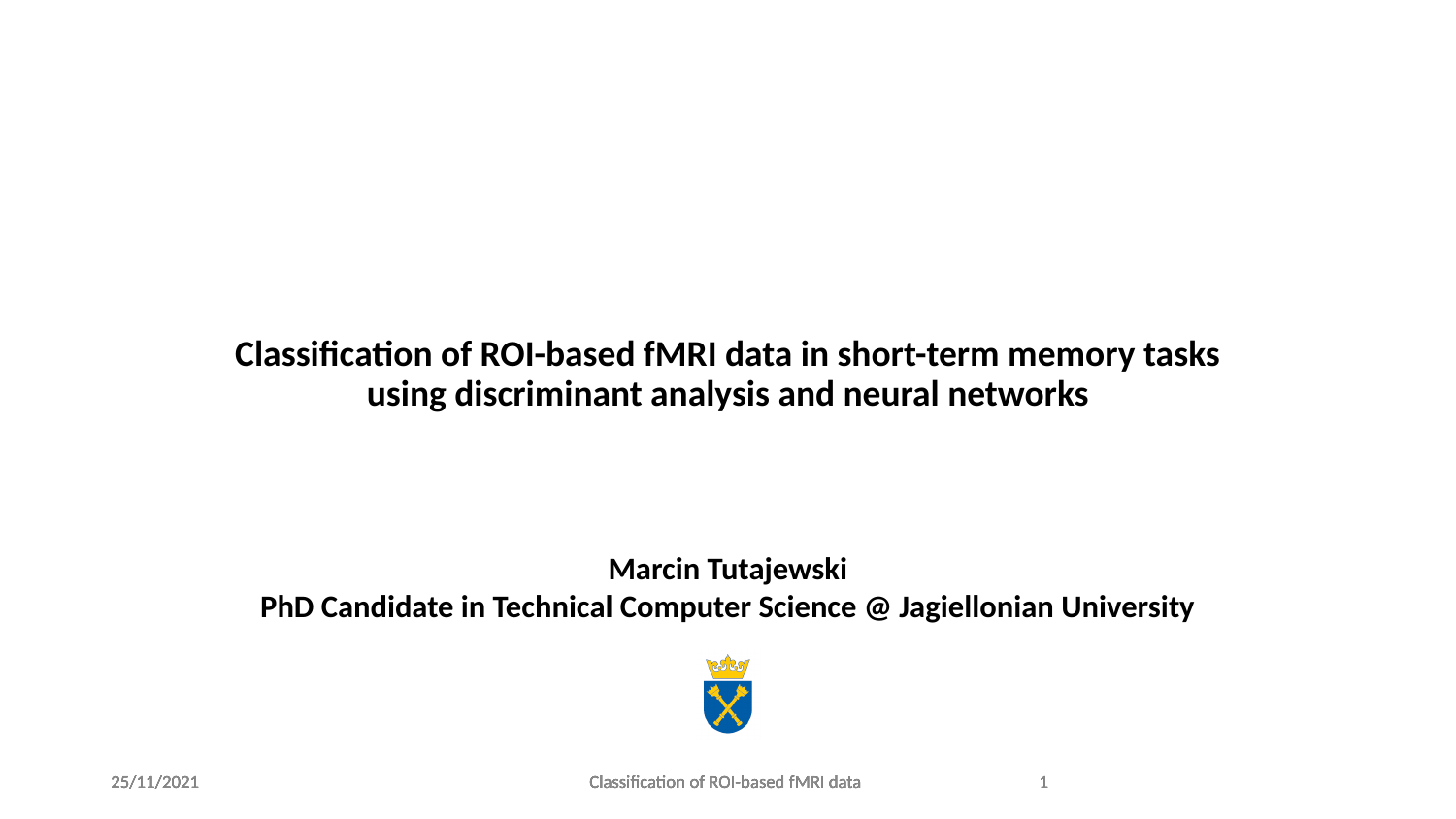# Classification of ROI-based fMRI data in short-term memory tasks using discriminant analysis and neural networks

**Marcin Tutajewski**
**PhD Candidate in Technical Computer Science @ Jagiellonian University**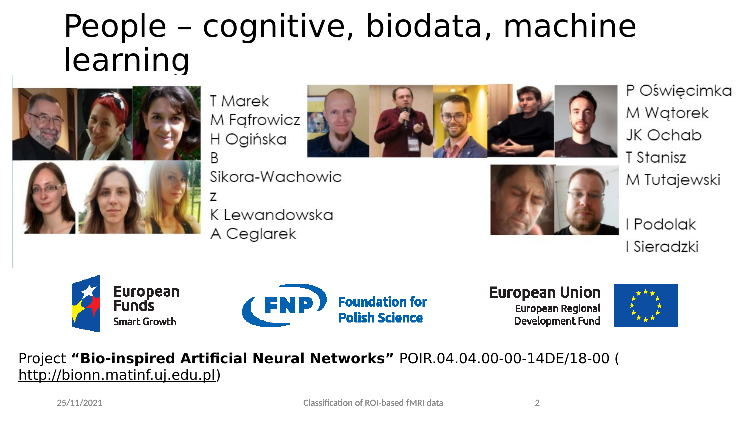# People – cognitive, biodata, machine learning

T Marek
M Fąfrowicz
H Ogińska
B Sikora-Wachowicz
K Lewandowska
A Ceglarek

P Oświęcimka
M Wątorek
JK Ochab
T Stanisz
M Tutajewski

I Podolak
I Sieradzki

European Funds Smart Growth

FNP Foundation for Polish Science

European Union European Regional Development Fund

Project **"Bio-inspired Artificial Neural Networks"** POIR.04.04.00-00-14DE/18-00 (http://bionn.matinf.uj.edu.pl)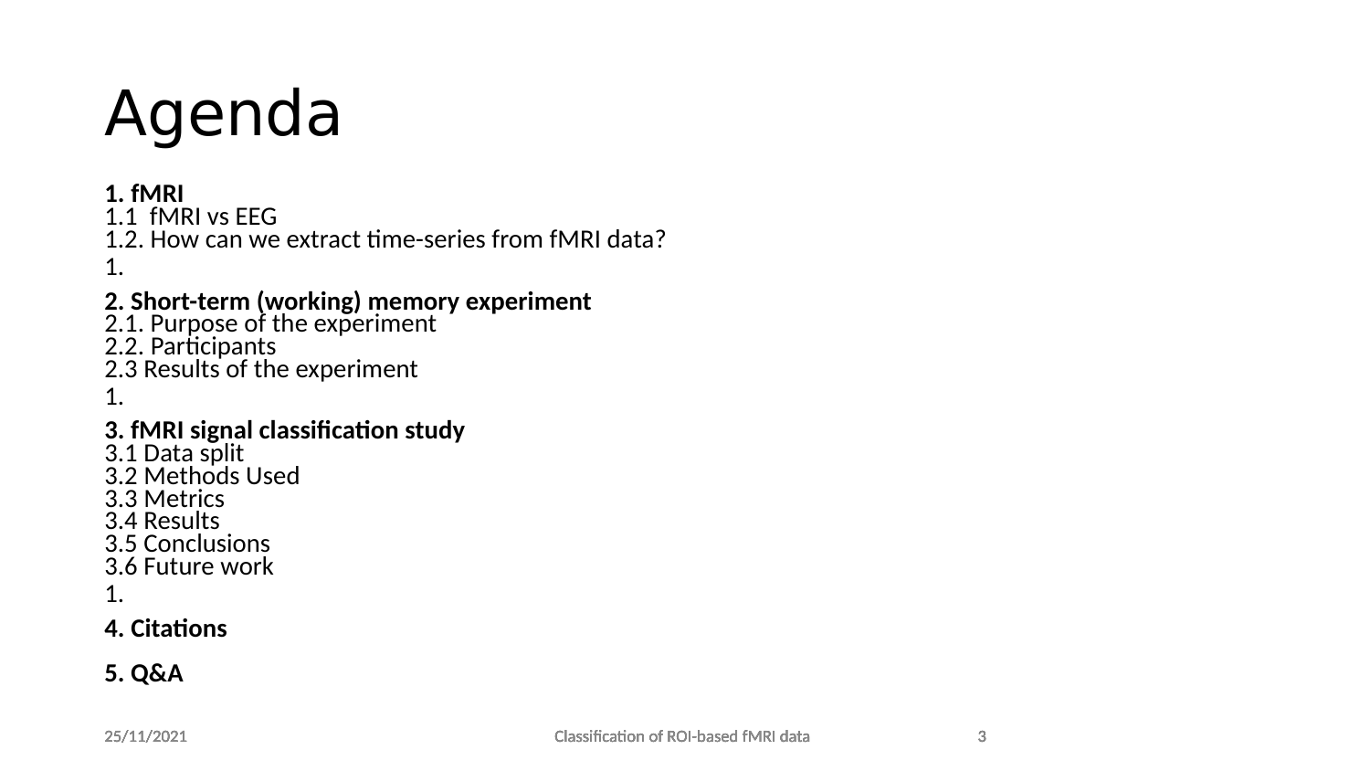# Agenda

**1. fMRI**
1.1  fMRI vs EEG
1.2. How can we extract time-series from fMRI data?

1.

**2. Short-term (working) memory experiment**
2.1. Purpose of the experiment
2.2. Participants
2.3 Results of the experiment

1.

**3. fMRI signal classification study**
3.1 Data split
3.2 Methods Used
3.3 Metrics
3.4 Results
3.5 Conclusions
3.6 Future work

1.

**4. Citations**

**5. Q&A**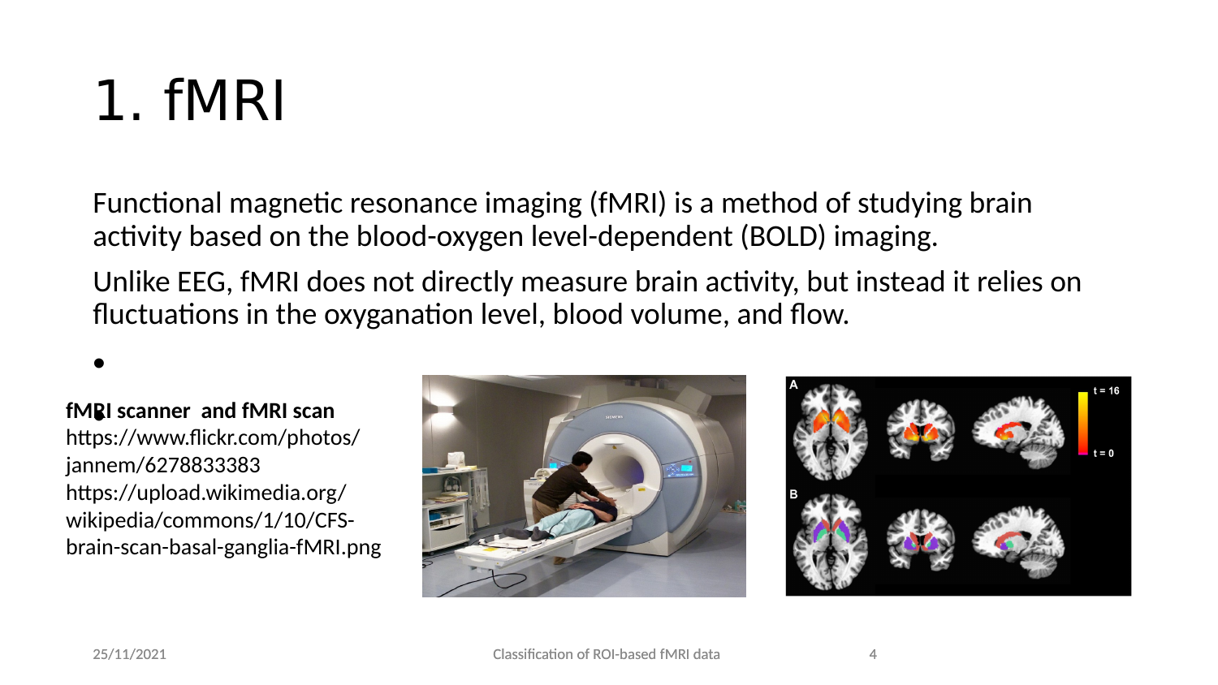# 1. fMRI

Functional magnetic resonance imaging (fMRI) is a method of studying brain activity based on the blood-oxygen level-dependent (BOLD) imaging.

Unlike EEG, fMRI does not directly measure brain activity, but instead it relies on fluctuations in the oxyganation level, blood volume, and flow.

**fMRI scanner and fMRI scan**
https://www.flickr.com/photos/jannem/6278833383
https://upload.wikimedia.org/wikipedia/commons/1/10/CFS-brain-scan-basal-ganglia-fMRI.png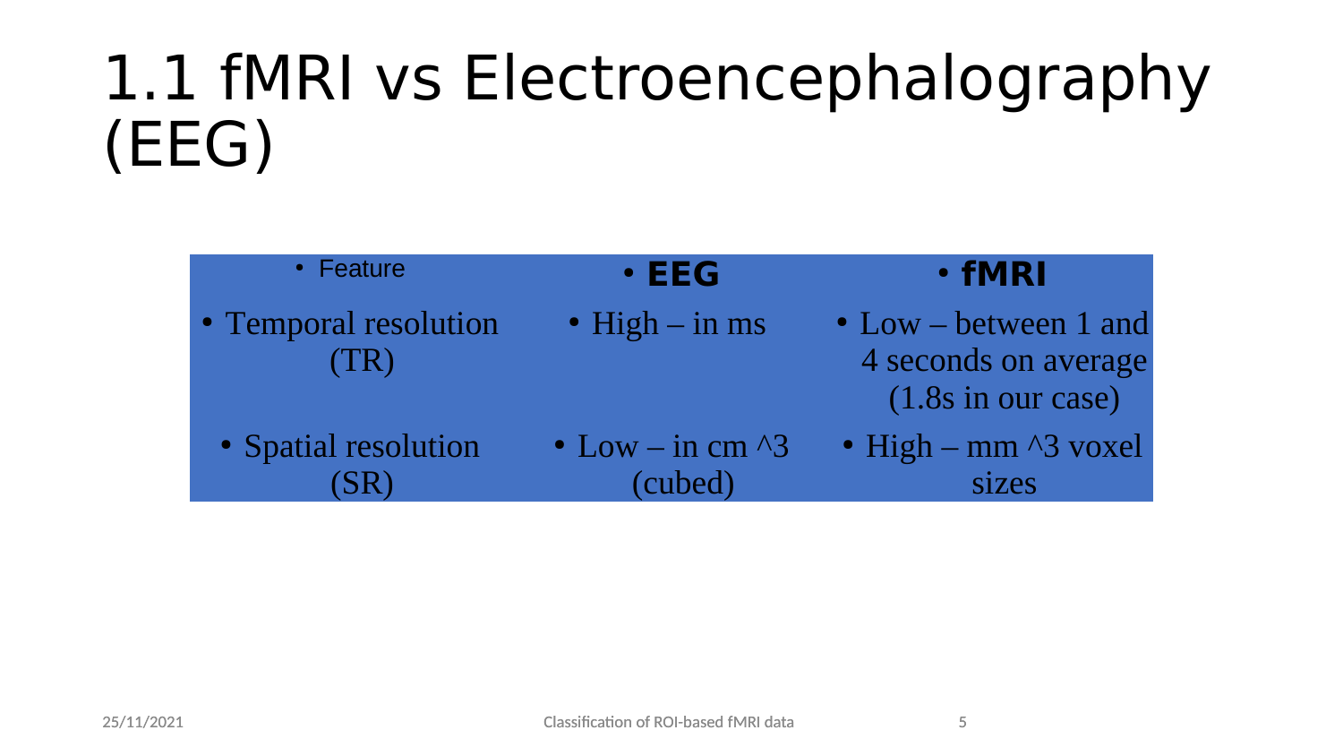# 1.1 fMRI vs Electroencephalography (EEG)

| Feature | **EEG** | **fMRI** |
|---|---|---|
| Temporal resolution (TR) | High – in ms | Low – between 1 and 4 seconds on average (1.8s in our case) |
| Spatial resolution (SR) | Low – in cm ^3 (cubed) | High – mm ^3 voxel sizes |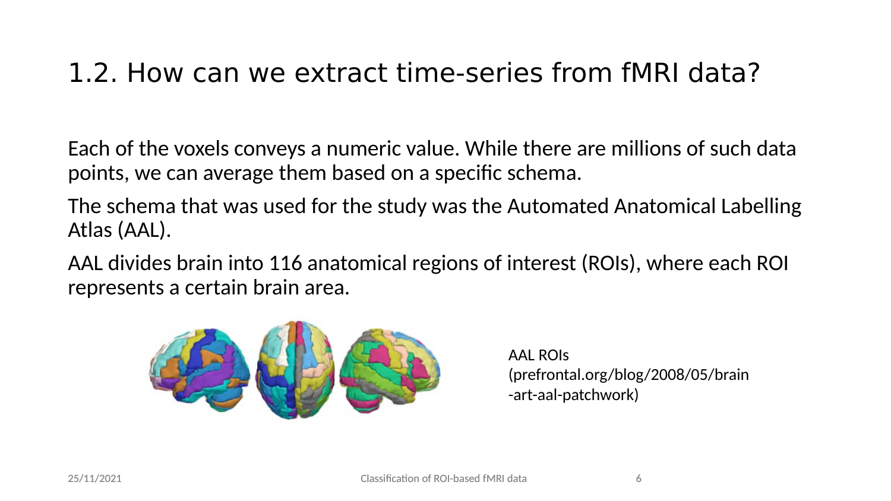# 1.2. How can we extract time-series from fMRI data?

Each of the voxels conveys a numeric value. While there are millions of such data points, we can average them based on a specific schema.

The schema that was used for the study was the Automated Anatomical Labelling Atlas (AAL).

AAL divides brain into 116 anatomical regions of interest (ROIs), where each ROI represents a certain brain area.

AAL ROIs (prefrontal.org/blog/2008/05/brain-art-aal-patchwork)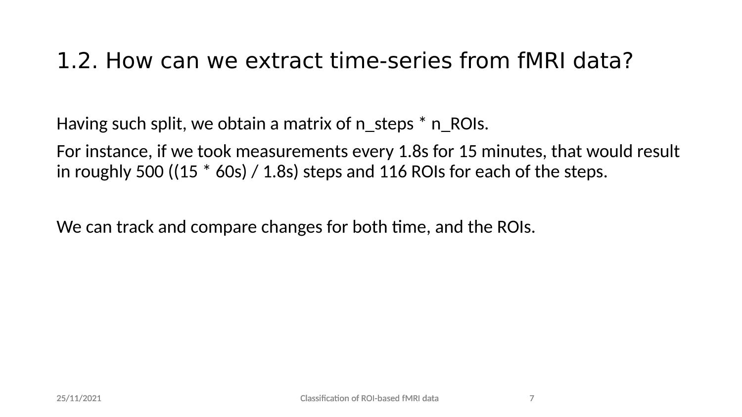## 1.2. How can we extract time-series from fMRI data?

Having such split, we obtain a matrix of n_steps * n_ROIs.

For instance, if we took measurements every 1.8s for 15 minutes, that would result in roughly 500 ((15 * 60s) / 1.8s) steps and 116 ROIs for each of the steps.

We can track and compare changes for both time, and the ROIs.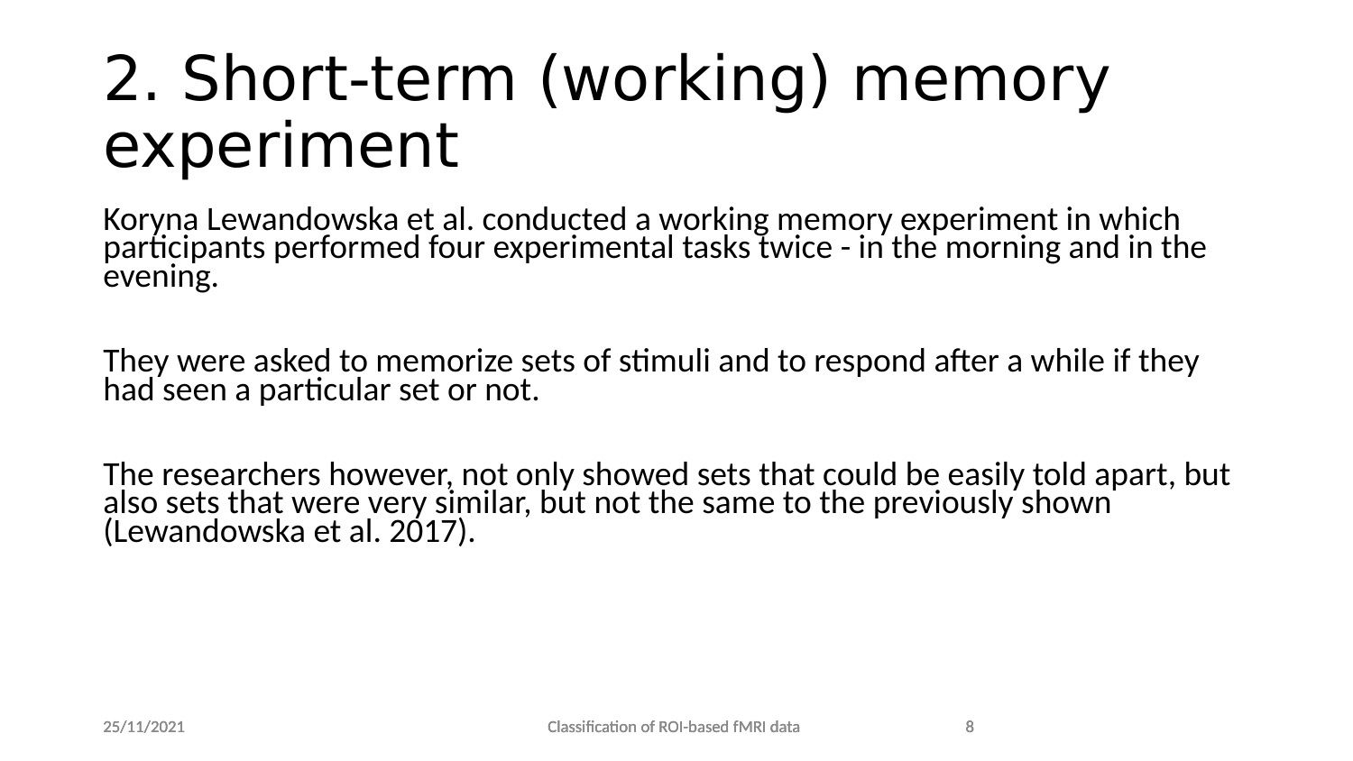# 2. Short-term (working) memory experiment

Koryna Lewandowska et al. conducted a working memory experiment in which participants performed four experimental tasks twice - in the morning and in the evening.

They were asked to memorize sets of stimuli and to respond after a while if they had seen a particular set or not.

The researchers however, not only showed sets that could be easily told apart, but also sets that were very similar, but not the same to the previously shown (Lewandowska et al. 2017).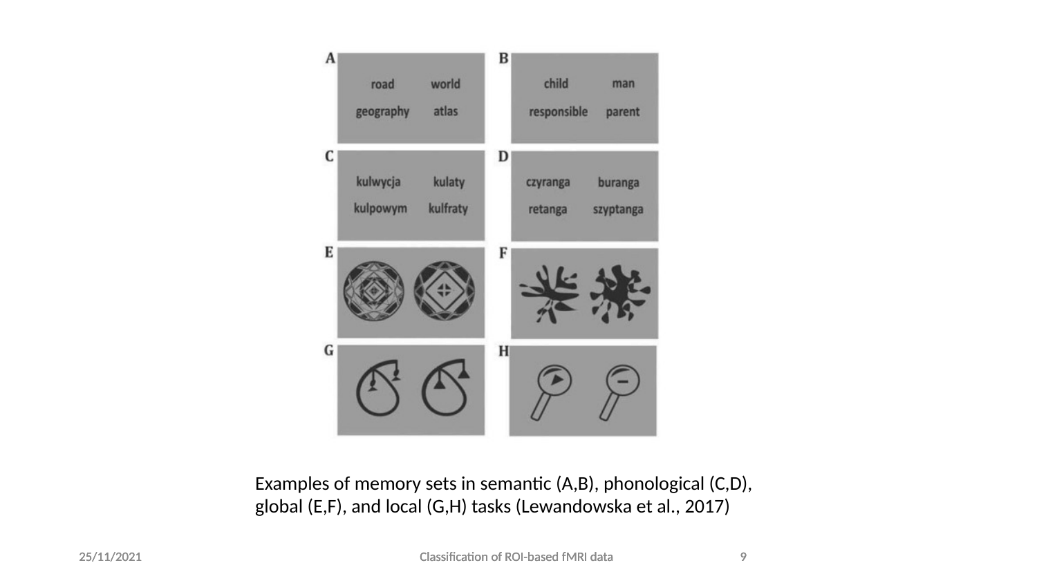| | |
|---|---|
| **A** road world geography atlas | **B** child man responsible parent |
| **C** kulwycja kulaty kulpowym kulfraty | **D** czyranga buranga retanga szyptanga |
| **E** | **F** |
| **G** | **H** |

Examples of memory sets in semantic (A,B), phonological (C,D), global (E,F), and local (G,H) tasks (Lewandowska et al., 2017)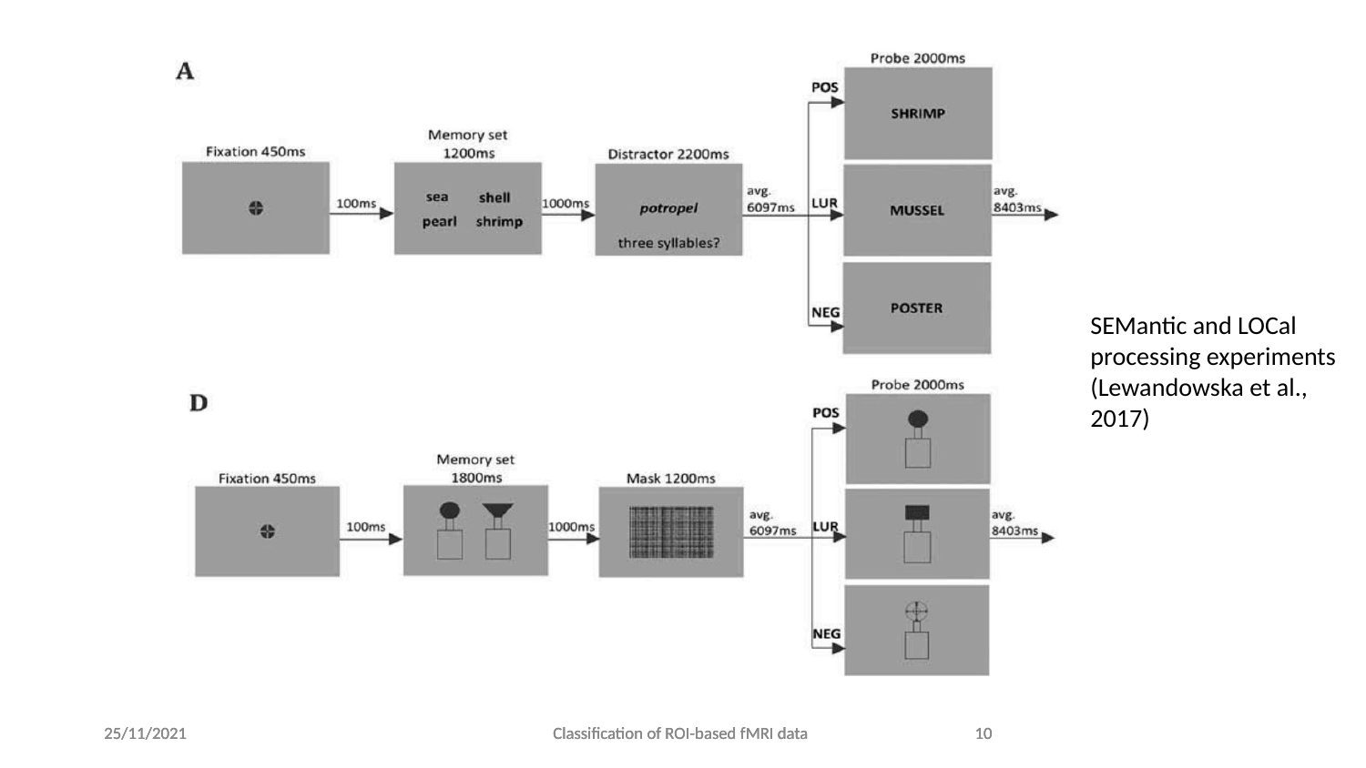**A**

Fixation 450ms → 100ms → Memory set 1200ms (sea, shell, pearl, shrimp) → 1000ms → Distractor 2200ms (*potropel*, three syllables?) → avg. 6097ms → Probe 2000ms (POS: SHRIMP; LUR: MUSSEL; NEG: POSTER) → avg. 8403ms

**D**

Fixation 450ms → 100ms → Memory set 1800ms → 1000ms → Mask 1200ms → avg. 6097ms → Probe 2000ms (POS; LUR; NEG) → avg. 8403ms

SEMantic and LOCal processing experiments (Lewandowska et al., 2017)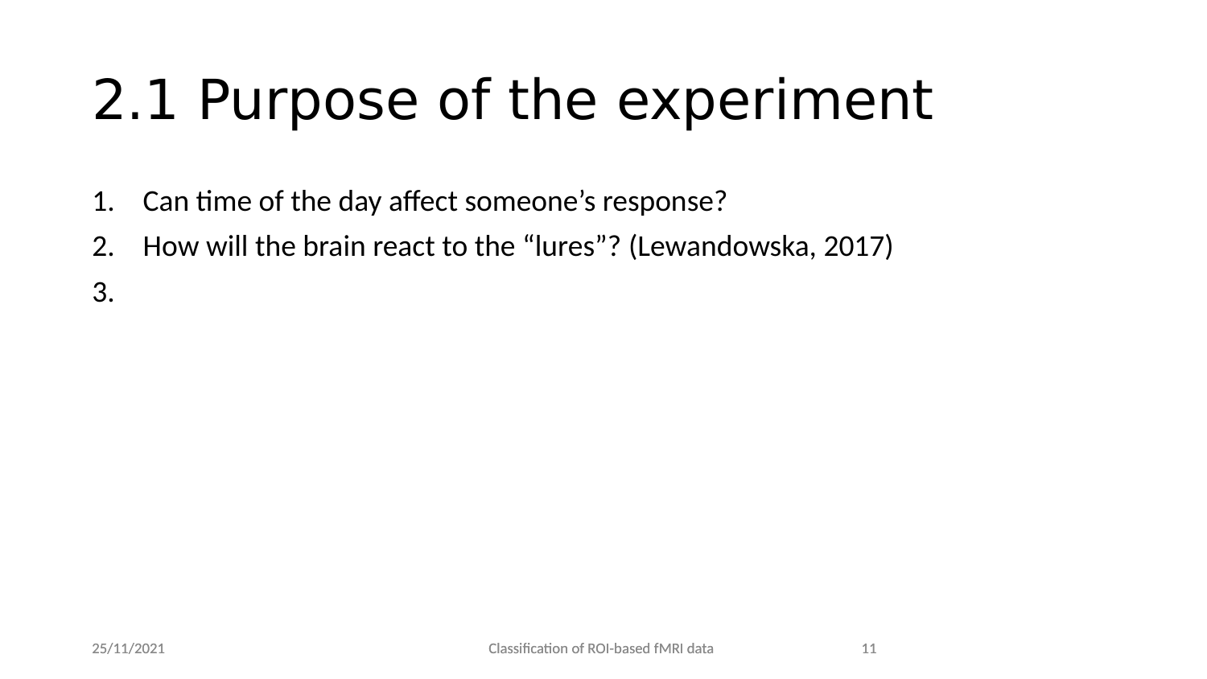# 2.1 Purpose of the experiment

1. Can time of the day affect someone’s response?
2. How will the brain react to the “lures”? (Lewandowska, 2017)
3.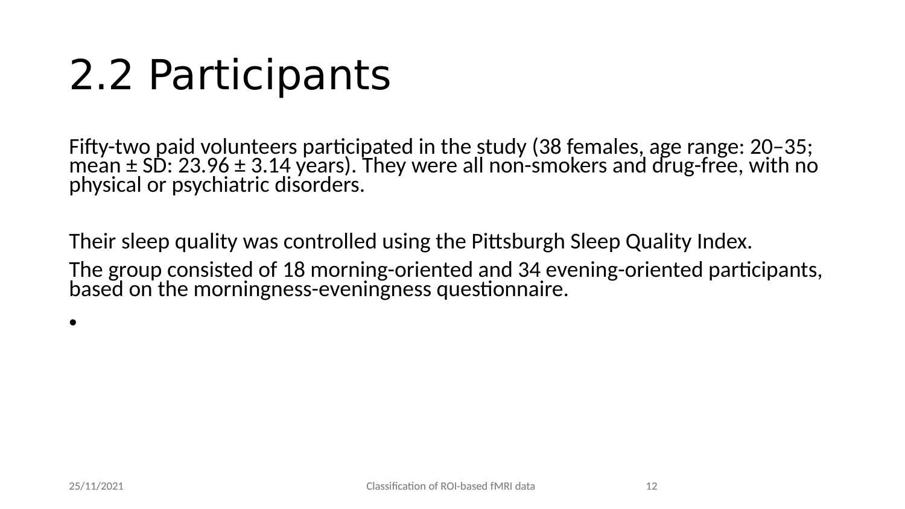# 2.2 Participants

Fifty-two paid volunteers participated in the study (38 females, age range: 20–35; mean ± SD: 23.96 ± 3.14 years). They were all non-smokers and drug-free, with no physical or psychiatric disorders.

Their sleep quality was controlled using the Pittsburgh Sleep Quality Index.

The group consisted of 18 morning-oriented and 34 evening-oriented participants, based on the morningness-eveningness questionnaire.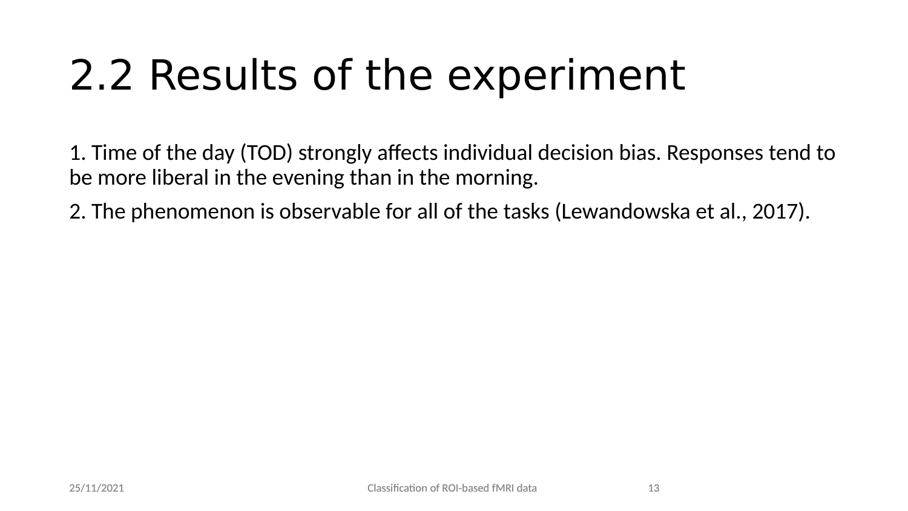# 2.2 Results of the experiment

1. Time of the day (TOD) strongly affects individual decision bias. Responses tend to be more liberal in the evening than in the morning.

2. The phenomenon is observable for all of the tasks (Lewandowska et al., 2017).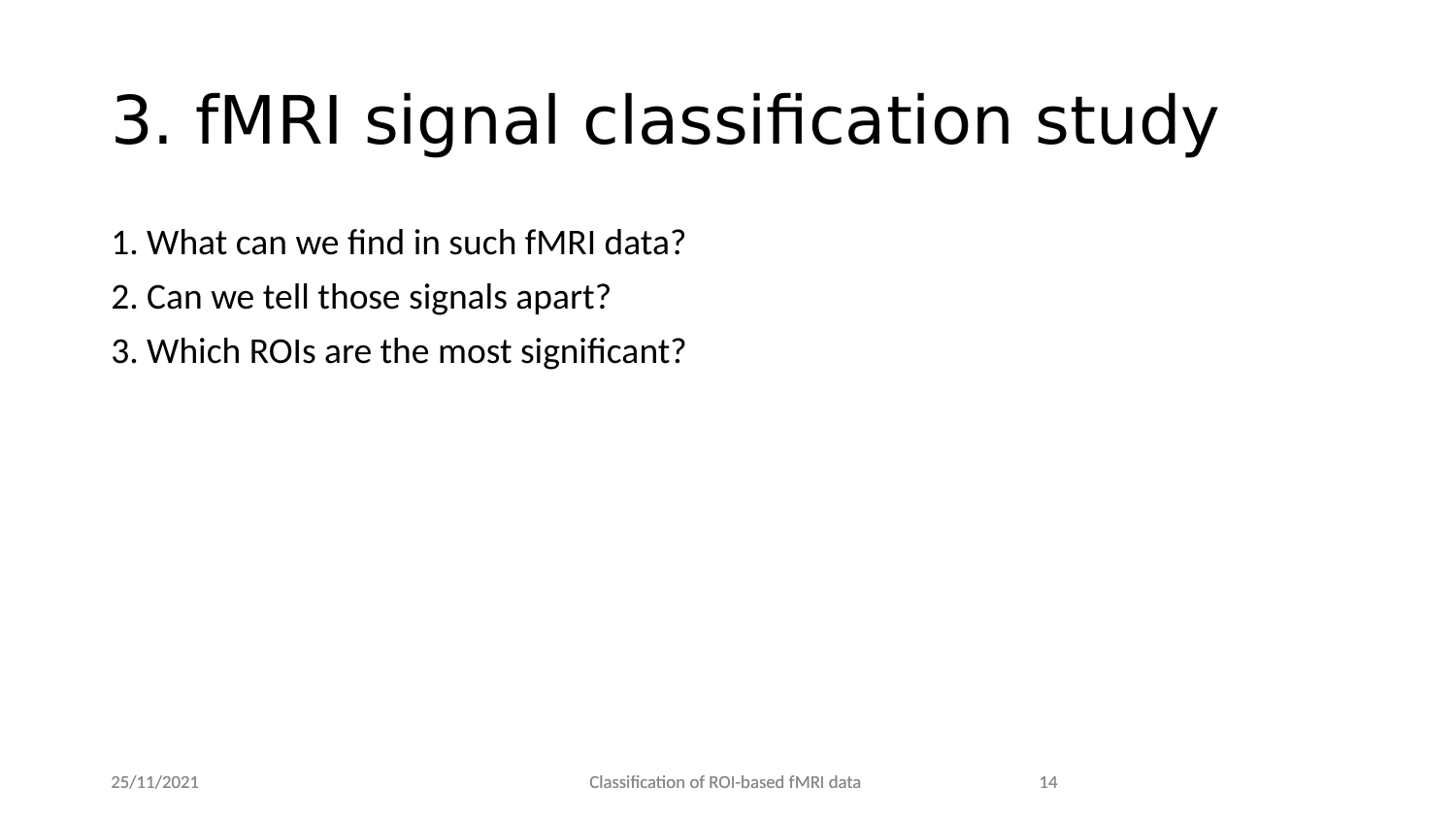# 3. fMRI signal classification study

1. What can we find in such fMRI data?
2. Can we tell those signals apart?
3. Which ROIs are the most significant?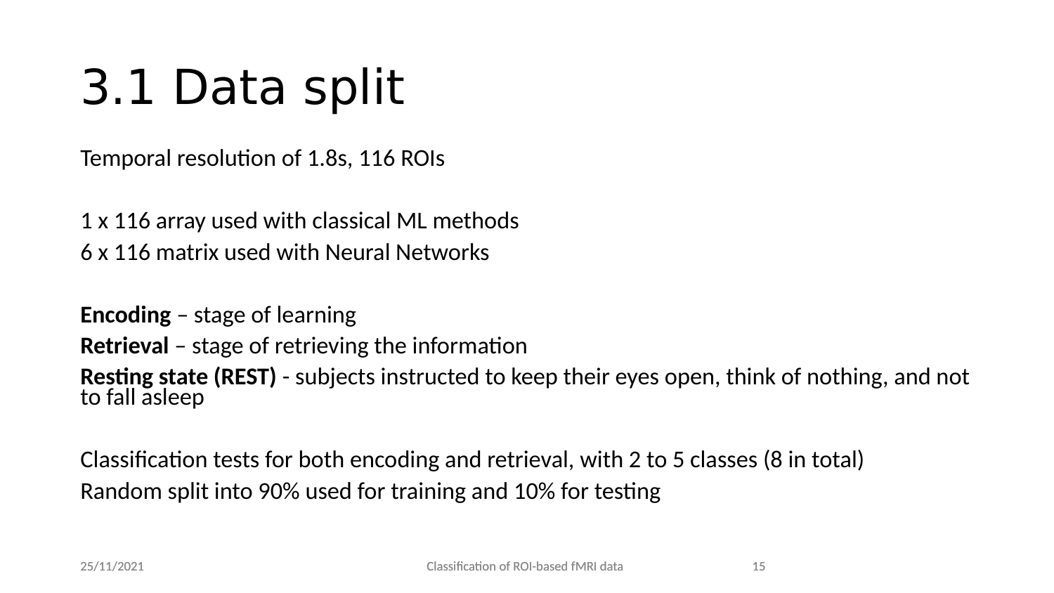# 3.1 Data split

Temporal resolution of 1.8s, 116 ROIs

1 x 116 array used with classical ML methods

6 x 116 matrix used with Neural Networks

**Encoding** – stage of learning

**Retrieval** – stage of retrieving the information

**Resting state (REST)** - subjects instructed to keep their eyes open, think of nothing, and not to fall asleep

Classification tests for both encoding and retrieval, with 2 to 5 classes (8 in total)

Random split into 90% used for training and 10% for testing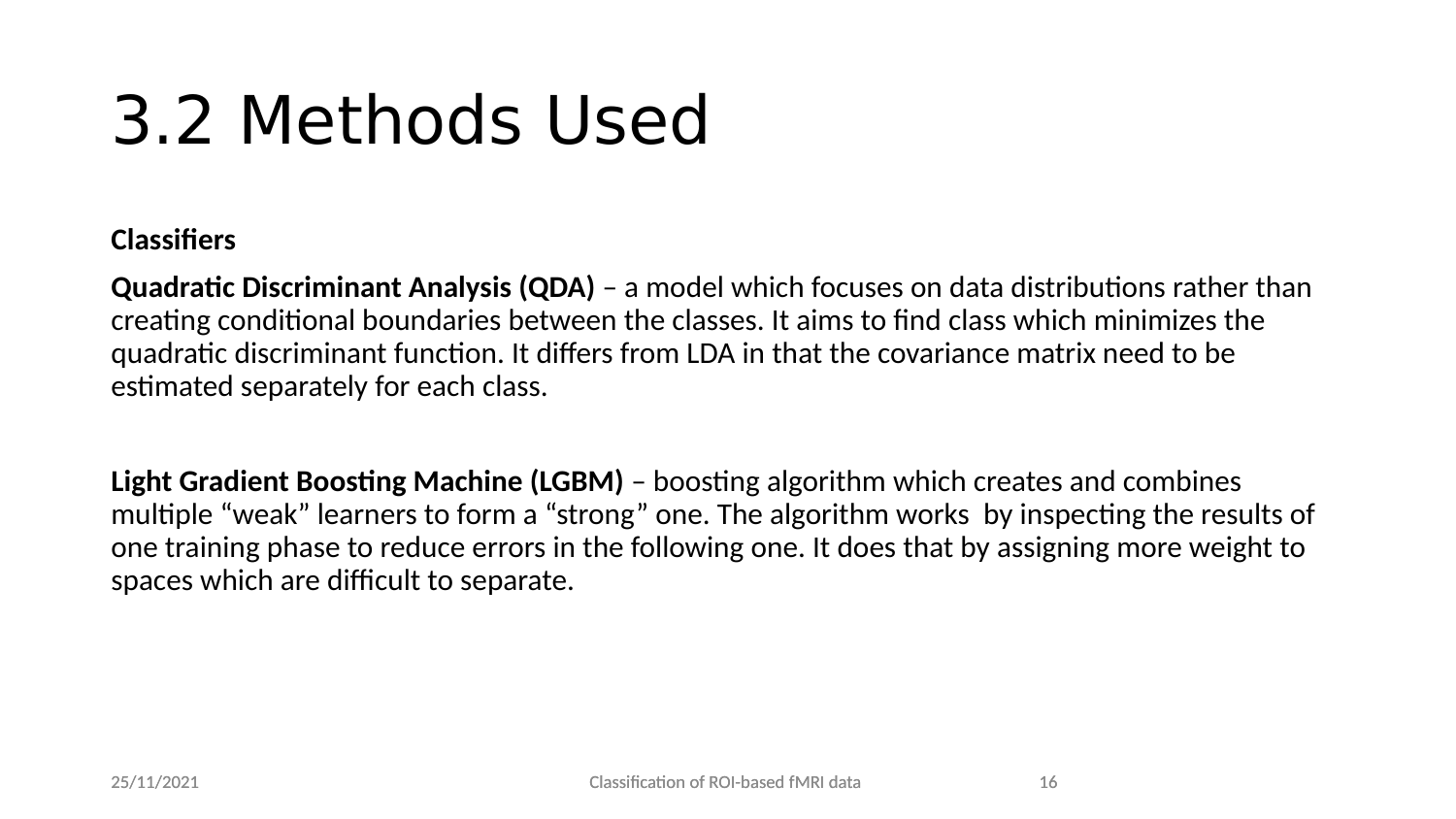# 3.2 Methods Used

**Classifiers**

**Quadratic Discriminant Analysis (QDA)** – a model which focuses on data distributions rather than creating conditional boundaries between the classes. It aims to find class which minimizes the quadratic discriminant function. It differs from LDA in that the covariance matrix need to be estimated separately for each class.

**Light Gradient Boosting Machine (LGBM)** – boosting algorithm which creates and combines multiple “weak” learners to form a “strong” one. The algorithm works by inspecting the results of one training phase to reduce errors in the following one. It does that by assigning more weight to spaces which are difficult to separate.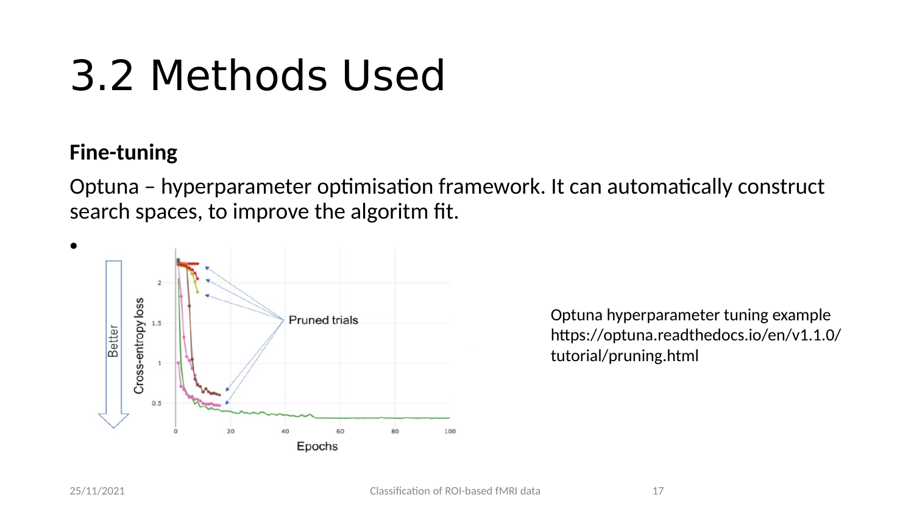# 3.2 Methods Used

**Fine-tuning**

Optuna – hyperparameter optimisation framework. It can automatically construct search spaces, to improve the algoritm fit.

Optuna hyperparameter tuning example
https://optuna.readthedocs.io/en/v1.1.0/tutorial/pruning.html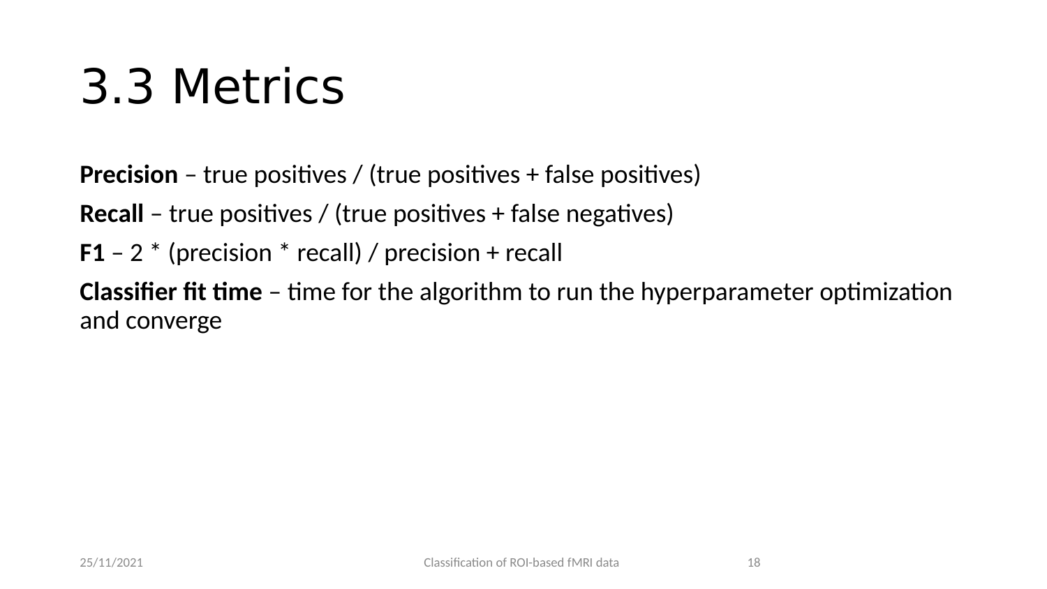# 3.3 Metrics

**Precision** – true positives / (true positives + false positives)

**Recall** – true positives / (true positives + false negatives)

**F1** – 2 * (precision * recall) / precision + recall

**Classifier fit time** – time for the algorithm to run the hyperparameter optimization and converge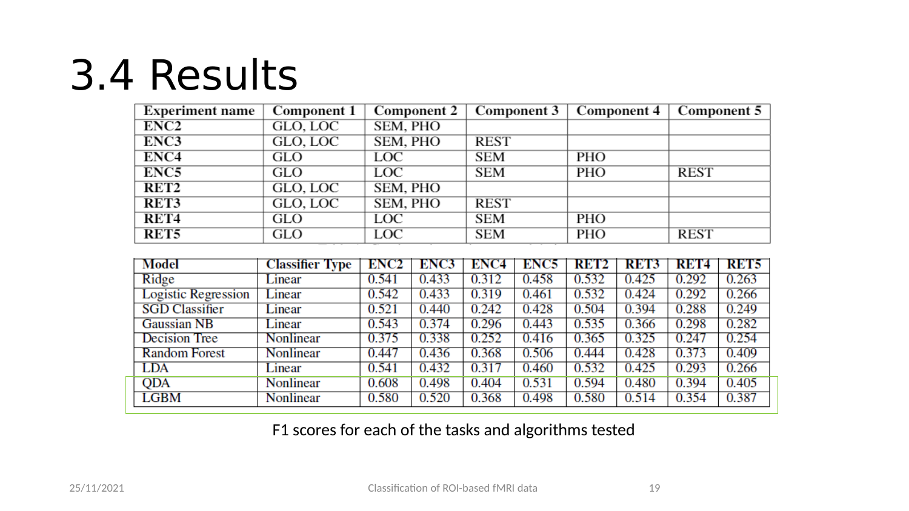# 3.4 Results

| Experiment name | Component 1 | Component 2 | Component 3 | Component 4 | Component 5 |
|---|---|---|---|---|---|
| ENC2 | GLO, LOC | SEM, PHO | | | |
| ENC3 | GLO, LOC | SEM, PHO | REST | | |
| ENC4 | GLO | LOC | SEM | PHO | |
| ENC5 | GLO | LOC | SEM | PHO | REST |
| RET2 | GLO, LOC | SEM, PHO | | | |
| RET3 | GLO, LOC | SEM, PHO | REST | | |
| RET4 | GLO | LOC | SEM | PHO | |
| RET5 | GLO | LOC | SEM | PHO | REST |

| Model | Classifier Type | ENC2 | ENC3 | ENC4 | ENC5 | RET2 | RET3 | RET4 | RET5 |
|---|---|---|---|---|---|---|---|---|---|
| Ridge | Linear | 0.541 | 0.433 | 0.312 | 0.458 | 0.532 | 0.425 | 0.292 | 0.263 |
| Logistic Regression | Linear | 0.542 | 0.433 | 0.319 | 0.461 | 0.532 | 0.424 | 0.292 | 0.266 |
| SGD Classifier | Linear | 0.521 | 0.440 | 0.242 | 0.428 | 0.504 | 0.394 | 0.288 | 0.249 |
| Gaussian NB | Linear | 0.543 | 0.374 | 0.296 | 0.443 | 0.535 | 0.366 | 0.298 | 0.282 |
| Decision Tree | Nonlinear | 0.375 | 0.338 | 0.252 | 0.416 | 0.365 | 0.325 | 0.247 | 0.254 |
| Random Forest | Nonlinear | 0.447 | 0.436 | 0.368 | 0.506 | 0.444 | 0.428 | 0.373 | 0.409 |
| LDA | Linear | 0.541 | 0.432 | 0.317 | 0.460 | 0.532 | 0.425 | 0.293 | 0.266 |
| QDA | Nonlinear | 0.608 | 0.498 | 0.404 | 0.531 | 0.594 | 0.480 | 0.394 | 0.405 |
| LGBM | Nonlinear | 0.580 | 0.520 | 0.368 | 0.498 | 0.580 | 0.514 | 0.354 | 0.387 |

F1 scores for each of the tasks and algorithms tested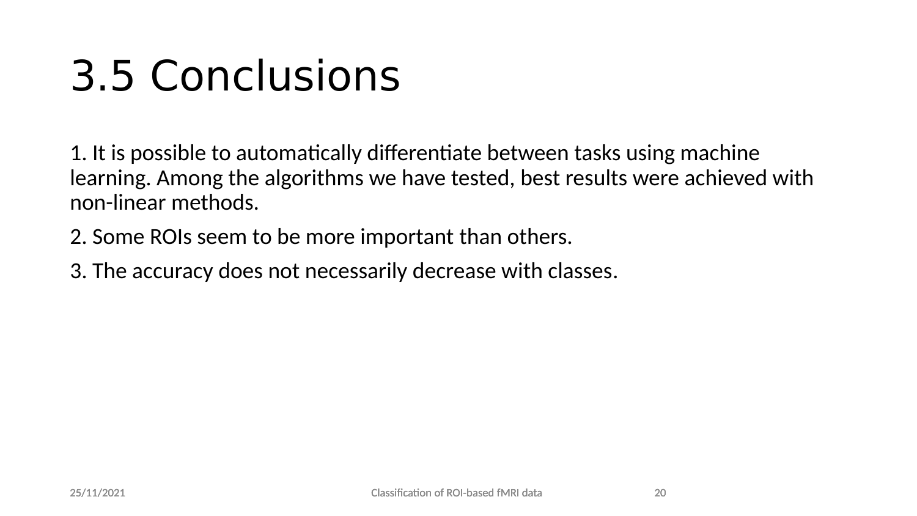# 3.5 Conclusions

1. It is possible to automatically differentiate between tasks using machine learning. Among the algorithms we have tested, best results were achieved with non-linear methods.

2. Some ROIs seem to be more important than others.

3. The accuracy does not necessarily decrease with classes.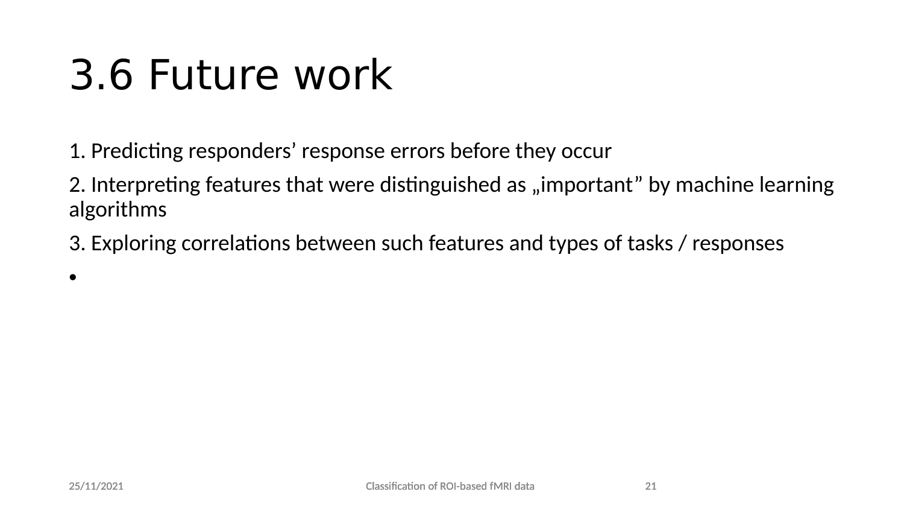# 3.6 Future work

1. Predicting responders' response errors before they occur
2. Interpreting features that were distinguished as „important" by machine learning algorithms
3. Exploring correlations between such features and types of tasks / responses

•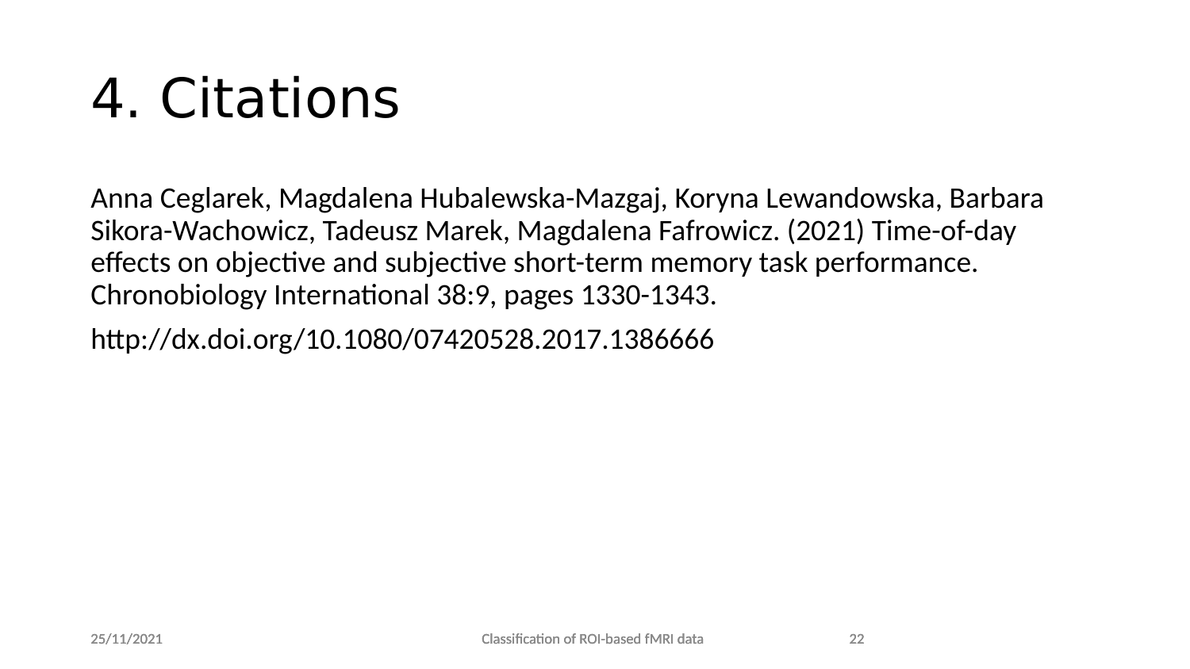# 4. Citations

Anna Ceglarek, Magdalena Hubalewska-Mazgaj, Koryna Lewandowska, Barbara Sikora-Wachowicz, Tadeusz Marek, Magdalena Fafrowicz. (2021) Time-of-day effects on objective and subjective short-term memory task performance. Chronobiology International 38:9, pages 1330-1343.

http://dx.doi.org/10.1080/07420528.2017.1386666